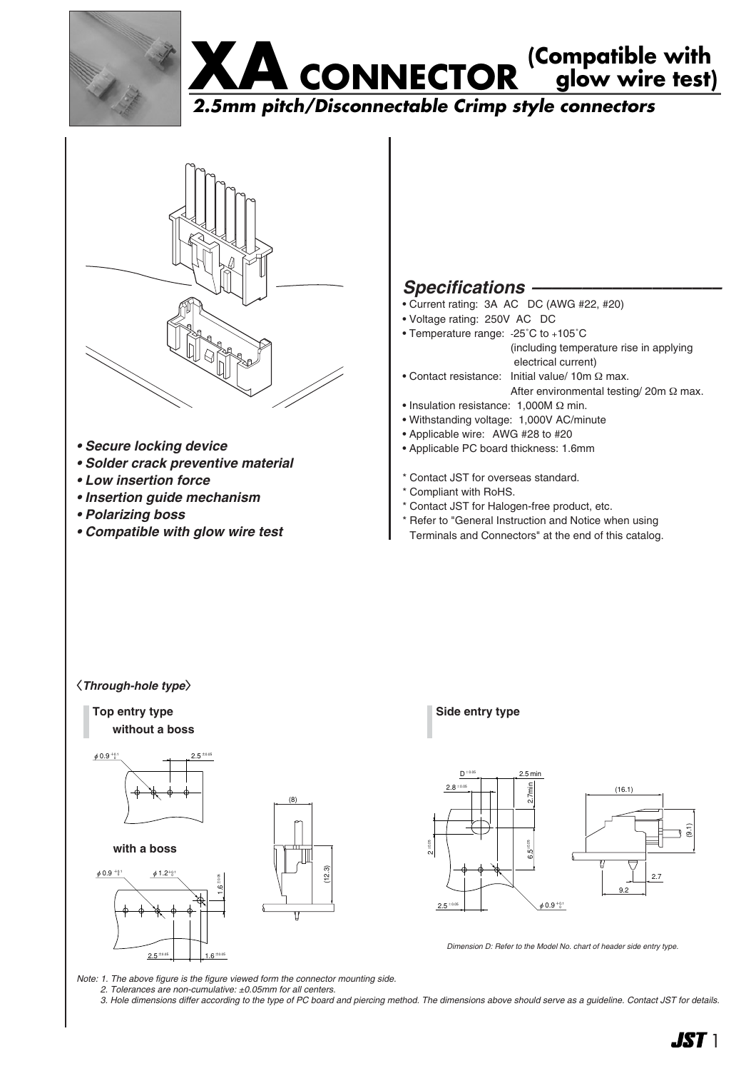# XA CONNECTOR (Compatible with glow wire test)

## *2.5mm pitch/Disconnectable Crimp style connectors*

- ***Secure locking device***
- ***Solder crack preventive material***
- ***Low insertion force***
- ***Insertion guide mechanism***
- ***Polarizing boss***
- ***Compatible with glow wire test***

## *Specifications*

- Current rating: 3A AC DC (AWG #22, #20)
- Voltage rating: 250V AC DC
- Temperature range: -25˚C to +105˚C (including temperature rise in applying electrical current)
- Contact resistance: Initial value/ 10m Ω max. After environmental testing/ 20m Ω max.
- Insulation resistance: 1,000M Ω min.
- Withstanding voltage: 1,000V AC/minute
- Applicable wire: AWG #28 to #20
- Applicable PC board thickness: 1.6mm

\* Contact JST for overseas standard.
\* Compliant with RoHS.
\* Contact JST for Halogen-free product, etc.
\* Refer to "General Instruction and Notice when using Terminals and Connectors" at the end of this catalog.

### 〈*Through-hole type*〉

**Top entry type**

**without a boss**

**with a boss**

**Side entry type**

*Dimension D: Refer to the Model No. chart of header side entry type.*

*Note: 1. The above figure is the figure viewed form the connector mounting side.*
*2. Tolerances are non-cumulative: ±0.05mm for all centers.*
*3. Hole dimensions differ according to the type of PC board and piercing method. The dimensions above should serve as a guideline. Contact JST for details.*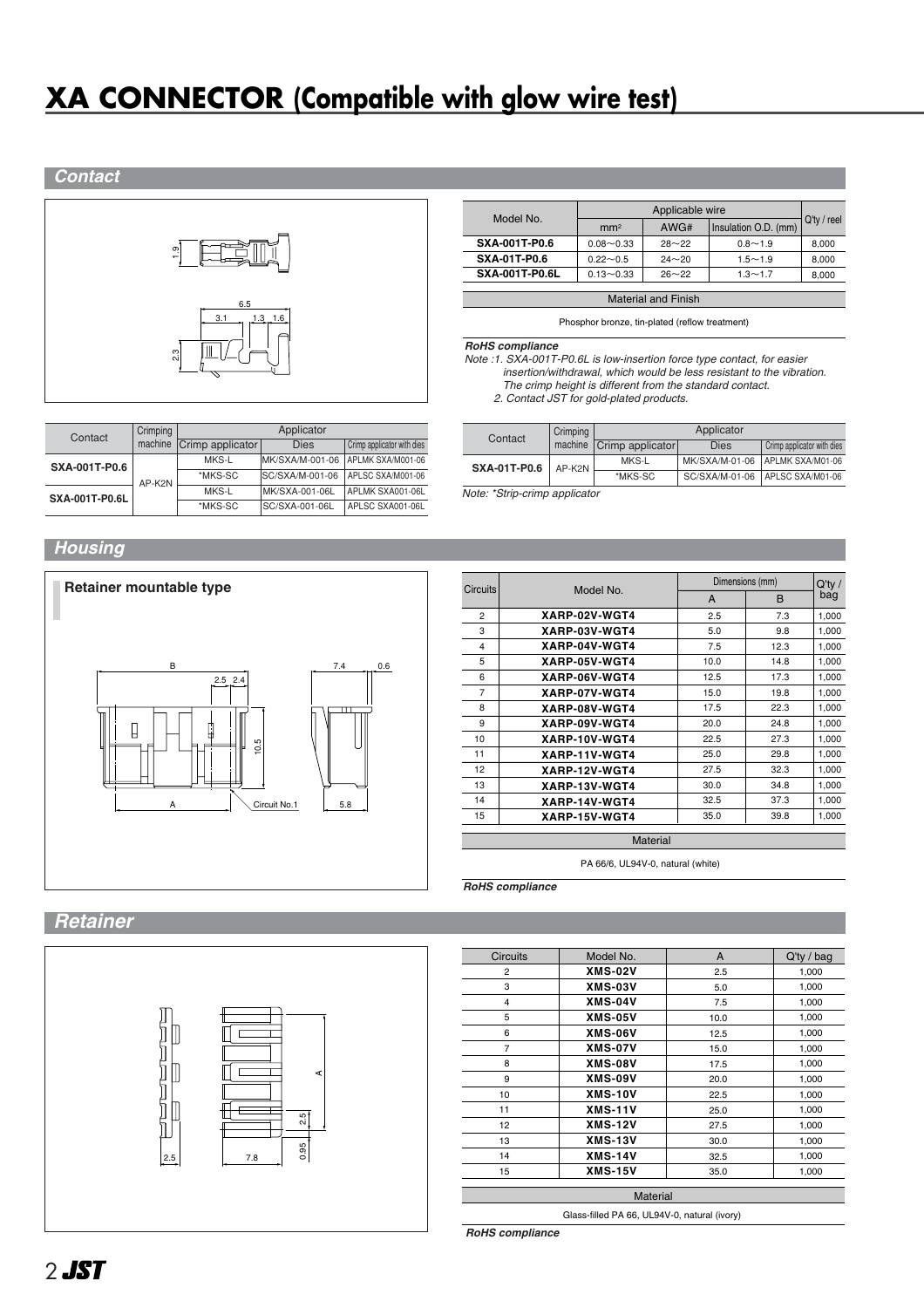# XA CONNECTOR (Compatible with glow wire test)

## Contact

| Model No. | Applicable wire | | | Q'ty / reel |
|---|---|---|---|---|
| | mm² | AWG# | Insulation O.D. (mm) | |
| **SXA-001T-P0.6** | 0.08～0.33 | 28～22 | 0.8～1.9 | 8,000 |
| **SXA-01T-P0.6** | 0.22～0.5 | 24～20 | 1.5～1.9 | 8,000 |
| **SXA-001T-P0.6L** | 0.13～0.33 | 26～22 | 1.3～1.7 | 8,000 |

| Material and Finish |
|---|
| Phosphor bronze, tin-plated (reflow treatment) |

***RoHS compliance***

*Note :1. SXA-001T-P0.6L is low-insertion force type contact, for easier insertion/withdrawal, which would be less resistant to the vibration. The crimp height is different from the standard contact.*
*2. Contact JST for gold-plated products.*

| Contact | Crimping machine | Applicator | | |
|---|---|---|---|---|
| | | Crimp applicator | Dies | Crimp applicator with dies |
| **SXA-001T-P0.6** | AP-K2N | MKS-L | MK/SXA/M-001-06 | APLMK SXA/M001-06 |
| | | *MKS-SC | SC/SXA/M-001-06 | APLSC SXA/M001-06 |
| **SXA-001T-P0.6L** | | MKS-L | MK/SXA-001-06L | APLMK SXA001-06L |
| | | *MKS-SC | SC/SXA-001-06L | APLSC SXA001-06L |

| Contact | Crimping machine | Applicator | | |
|---|---|---|---|---|
| | | Crimp applicator | Dies | Crimp applicator with dies |
| **SXA-01T-P0.6** | AP-K2N | MKS-L | MK/SXA/M-01-06 | APLMK SXA/M01-06 |
| | | *MKS-SC | SC/SXA/M-01-06 | APLSC SXA/M01-06 |

*Note: *Strip-crimp applicator*

## Housing

**Retainer mountable type**

| Circuits | Model No. | Dimensions (mm) | | Q'ty / bag |
|---|---|---|---|---|
| | | A | B | |
| 2 | **XARP-02V-WGT4** | 2.5 | 7.3 | 1,000 |
| 3 | **XARP-03V-WGT4** | 5.0 | 9.8 | 1,000 |
| 4 | **XARP-04V-WGT4** | 7.5 | 12.3 | 1,000 |
| 5 | **XARP-05V-WGT4** | 10.0 | 14.8 | 1,000 |
| 6 | **XARP-06V-WGT4** | 12.5 | 17.3 | 1,000 |
| 7 | **XARP-07V-WGT4** | 15.0 | 19.8 | 1,000 |
| 8 | **XARP-08V-WGT4** | 17.5 | 22.3 | 1,000 |
| 9 | **XARP-09V-WGT4** | 20.0 | 24.8 | 1,000 |
| 10 | **XARP-10V-WGT4** | 22.5 | 27.3 | 1,000 |
| 11 | **XARP-11V-WGT4** | 25.0 | 29.8 | 1,000 |
| 12 | **XARP-12V-WGT4** | 27.5 | 32.3 | 1,000 |
| 13 | **XARP-13V-WGT4** | 30.0 | 34.8 | 1,000 |
| 14 | **XARP-14V-WGT4** | 32.5 | 37.3 | 1,000 |
| 15 | **XARP-15V-WGT4** | 35.0 | 39.8 | 1,000 |

| Material |
|---|
| PA 66/6, UL94V-0, natural (white) |

***RoHS compliance***

## Retainer

| Circuits | Model No. | A | Q'ty / bag |
|---|---|---|---|
| 2 | **XMS-02V** | 2.5 | 1,000 |
| 3 | **XMS-03V** | 5.0 | 1,000 |
| 4 | **XMS-04V** | 7.5 | 1,000 |
| 5 | **XMS-05V** | 10.0 | 1,000 |
| 6 | **XMS-06V** | 12.5 | 1,000 |
| 7 | **XMS-07V** | 15.0 | 1,000 |
| 8 | **XMS-08V** | 17.5 | 1,000 |
| 9 | **XMS-09V** | 20.0 | 1,000 |
| 10 | **XMS-10V** | 22.5 | 1,000 |
| 11 | **XMS-11V** | 25.0 | 1,000 |
| 12 | **XMS-12V** | 27.5 | 1,000 |
| 13 | **XMS-13V** | 30.0 | 1,000 |
| 14 | **XMS-14V** | 32.5 | 1,000 |
| 15 | **XMS-15V** | 35.0 | 1,000 |

| Material |
|---|
| Glass-filled PA 66, UL94V-0, natural (ivory) |

***RoHS compliance***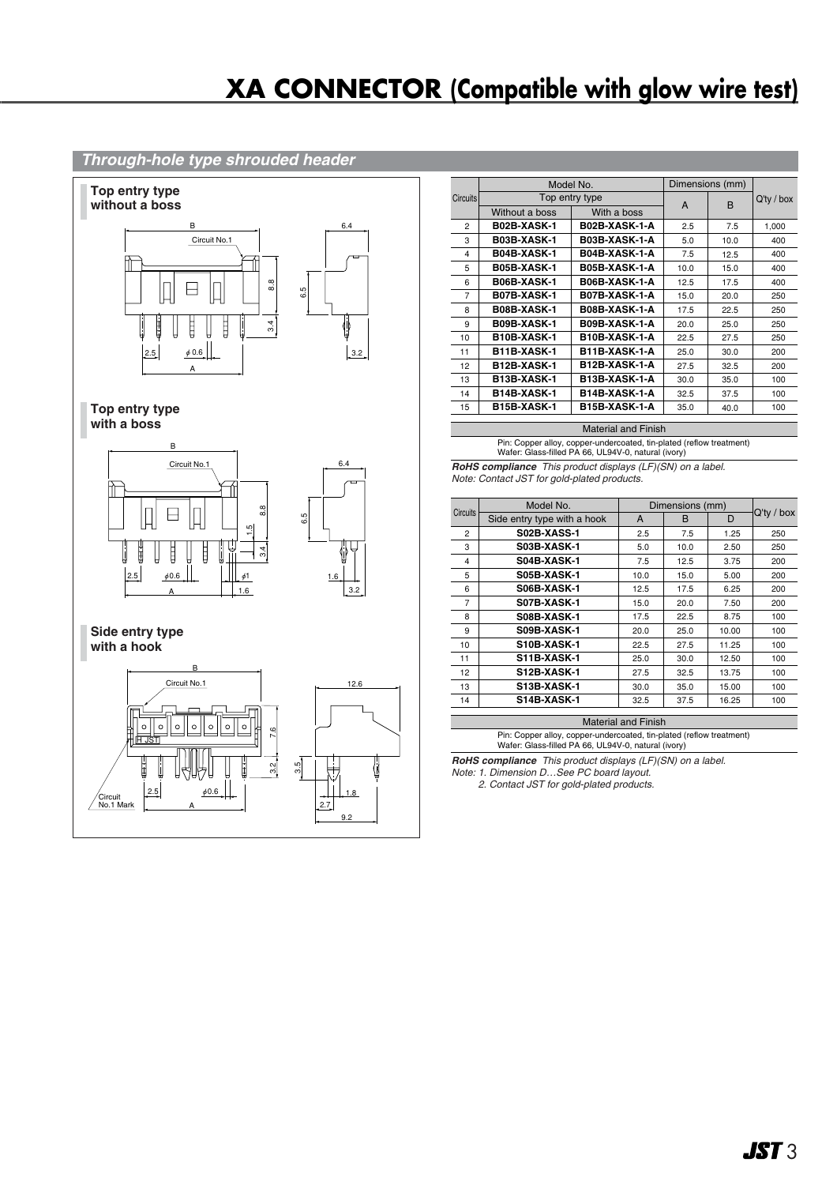# XA CONNECTOR (Compatible with glow wire test)

## Through-hole type shrouded header

### Top entry type without a boss

B
Circuit No.1
6.4
8.8
6.5
3.4
2.5
φ 0.6
A
3.2

### Top entry type with a boss

B
Circuit No.1
6.4
8.8
6.5
1.5
3.4
2.5
φ0.6
φ1
A
1.6
1.6
3.2

### Side entry type with a hook

B
Circuit No.1
12.6
JST
7.6
3.2
3.5
2.5
φ0.6
1.8
Circuit No.1 Mark
A
2.7
9.2

| Circuits | Model No. | | Dimensions (mm) | | Q'ty / box |
|---|---|---|---|---|---|
| | Top entry type | | A | B | |
| | Without a boss | With a boss | | | |
| 2 | **B02B-XASK-1** | **B02B-XASK-1-A** | 2.5 | 7.5 | 1,000 |
| 3 | **B03B-XASK-1** | **B03B-XASK-1-A** | 5.0 | 10.0 | 400 |
| 4 | **B04B-XASK-1** | **B04B-XASK-1-A** | 7.5 | 12.5 | 400 |
| 5 | **B05B-XASK-1** | **B05B-XASK-1-A** | 10.0 | 15.0 | 400 |
| 6 | **B06B-XASK-1** | **B06B-XASK-1-A** | 12.5 | 17.5 | 400 |
| 7 | **B07B-XASK-1** | **B07B-XASK-1-A** | 15.0 | 20.0 | 250 |
| 8 | **B08B-XASK-1** | **B08B-XASK-1-A** | 17.5 | 22.5 | 250 |
| 9 | **B09B-XASK-1** | **B09B-XASK-1-A** | 20.0 | 25.0 | 250 |
| 10 | **B10B-XASK-1** | **B10B-XASK-1-A** | 22.5 | 27.5 | 250 |
| 11 | **B11B-XASK-1** | **B11B-XASK-1-A** | 25.0 | 30.0 | 200 |
| 12 | **B12B-XASK-1** | **B12B-XASK-1-A** | 27.5 | 32.5 | 200 |
| 13 | **B13B-XASK-1** | **B13B-XASK-1-A** | 30.0 | 35.0 | 100 |
| 14 | **B14B-XASK-1** | **B14B-XASK-1-A** | 32.5 | 37.5 | 100 |
| 15 | **B15B-XASK-1** | **B15B-XASK-1-A** | 35.0 | 40.0 | 100 |

**Material and Finish**

Pin: Copper alloy, copper-undercoated, tin-plated (reflow treatment)
Wafer: Glass-filled PA 66, UL94V-0, natural (ivory)

***RoHS compliance*** *This product displays (LF)(SN) on a label.*
*Note: Contact JST for gold-plated products.*

| Circuits | Model No. | Dimensions (mm) | | | Q'ty / box |
|---|---|---|---|---|---|
| | Side entry type with a hook | A | B | D | |
| 2 | **S02B-XASS-1** | 2.5 | 7.5 | 1.25 | 250 |
| 3 | **S03B-XASK-1** | 5.0 | 10.0 | 2.50 | 250 |
| 4 | **S04B-XASK-1** | 7.5 | 12.5 | 3.75 | 200 |
| 5 | **S05B-XASK-1** | 10.0 | 15.0 | 5.00 | 200 |
| 6 | **S06B-XASK-1** | 12.5 | 17.5 | 6.25 | 200 |
| 7 | **S07B-XASK-1** | 15.0 | 20.0 | 7.50 | 200 |
| 8 | **S08B-XASK-1** | 17.5 | 22.5 | 8.75 | 100 |
| 9 | **S09B-XASK-1** | 20.0 | 25.0 | 10.00 | 100 |
| 10 | **S10B-XASK-1** | 22.5 | 27.5 | 11.25 | 100 |
| 11 | **S11B-XASK-1** | 25.0 | 30.0 | 12.50 | 100 |
| 12 | **S12B-XASK-1** | 27.5 | 32.5 | 13.75 | 100 |
| 13 | **S13B-XASK-1** | 30.0 | 35.0 | 15.00 | 100 |
| 14 | **S14B-XASK-1** | 32.5 | 37.5 | 16.25 | 100 |

**Material and Finish**

Pin: Copper alloy, copper-undercoated, tin-plated (reflow treatment)
Wafer: Glass-filled PA 66, UL94V-0, natural (ivory)

***RoHS compliance*** *This product displays (LF)(SN) on a label.*
*Note: 1. Dimension D…See PC board layout.*
*2. Contact JST for gold-plated products.*